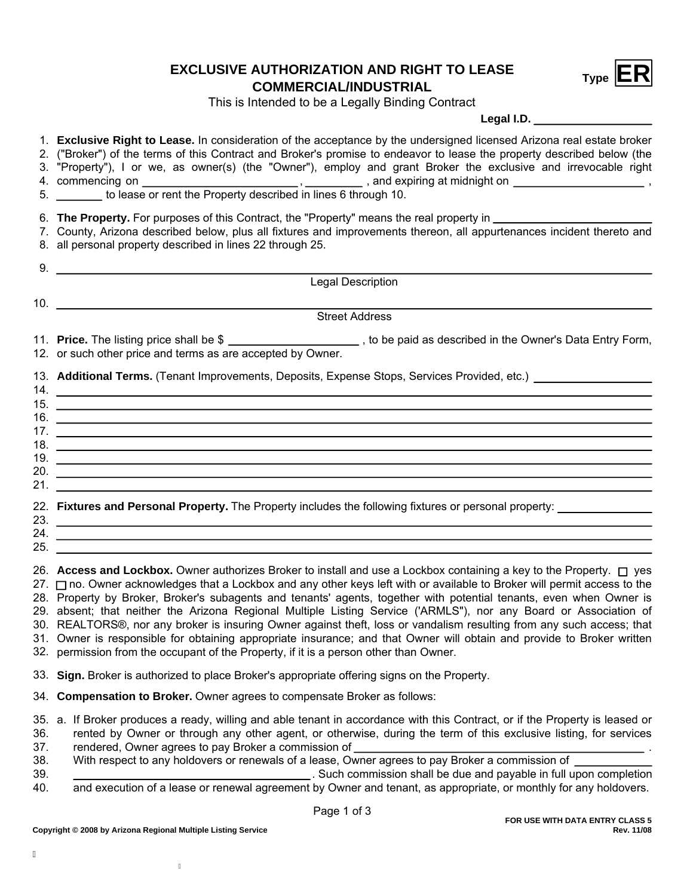# EXCLUSIVE AUTHORIZATION AND RIGHT TO LEASE COMMERCIAL/INDUSTRIAL

**Type ER**

This is Intended to be a Legally Binding Contract

**Legal I.D.** ____________________

1. **Exclusive Right to Lease.** In consideration of the acceptance by the undersigned licensed Arizona real estate broker
2. ("Broker") of the terms of this Contract and Broker's promise to endeavor to lease the property described below (the
3. "Property"), I or we, as owner(s) (the "Owner"), employ and grant Broker the exclusive and irrevocable right
4. commencing on ________________________ , __________ , and expiring at midnight on ____________________ ,
5. ________ to lease or rent the Property described in lines 6 through 10.

6. **The Property.** For purposes of this Contract, the "Property" means the real property in ____________________
7. County, Arizona described below, plus all fixtures and improvements thereon, all appurtenances incident thereto and
8. all personal property described in lines 22 through 25.

9. ____________________________________________________________
Legal Description

10. ____________________________________________________________
Street Address

11. **Price.** The listing price shall be $ ____________________ , to be paid as described in the Owner's Data Entry Form,
12. or such other price and terms as are accepted by Owner.

13. **Additional Terms.** (Tenant Improvements, Deposits, Expense Stops, Services Provided, etc.) ____________________
14. ____________________________________________________________
15. ____________________________________________________________
16. ____________________________________________________________
17. ____________________________________________________________
18. ____________________________________________________________
19. ____________________________________________________________
20. ____________________________________________________________
21. ____________________________________________________________

22. **Fixtures and Personal Property.** The Property includes the following fixtures or personal property: ______________
23. ____________________________________________________________
24. ____________________________________________________________
25. ____________________________________________________________

26. **Access and Lockbox.** Owner authorizes Broker to install and use a Lockbox containing a key to the Property. ☐ yes
27. ☐ no. Owner acknowledges that a Lockbox and any other keys left with or available to Broker will permit access to the
28. Property by Broker, Broker's subagents and tenants' agents, together with potential tenants, even when Owner is
29. absent; that neither the Arizona Regional Multiple Listing Service ('ARMLS"), nor any Board or Association of
30. REALTORS®, nor any broker is insuring Owner against theft, loss or vandalism resulting from any such access; that
31. Owner is responsible for obtaining appropriate insurance; and that Owner will obtain and provide to Broker written
32. permission from the occupant of the Property, if it is a person other than Owner.

33. **Sign.** Broker is authorized to place Broker's appropriate offering signs on the Property.

34. **Compensation to Broker.** Owner agrees to compensate Broker as follows:

35. a. If Broker produces a ready, willing and able tenant in accordance with this Contract, or if the Property is leased or
36. rented by Owner or through any other agent, or otherwise, during the term of this exclusive listing, for services
37. rendered, Owner agrees to pay Broker a commission of ________________________________________ .
38. With respect to any holdovers or renewals of a lease, Owner agrees to pay Broker a commission of ____________
39. ________________________________________ . Such commission shall be due and payable in full upon completion
40. and execution of a lease or renewal agreement by Owner and tenant, as appropriate, or monthly for any holdovers.

FOR USE WITH DATA ENTRY CLASS 5
Rev. 11/08

Copyright © 2008 by Arizona Regional Multiple Listing Service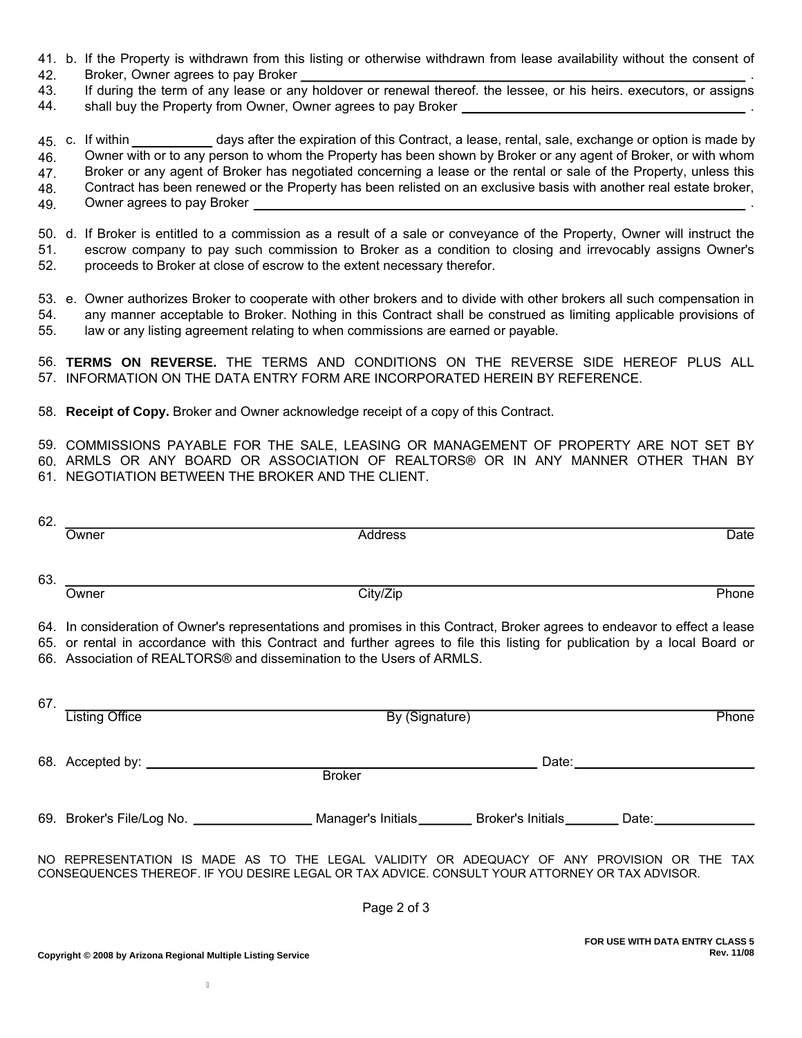41. b. If the Property is withdrawn from this listing or otherwise withdrawn from lease availability without the consent of
42. Broker, Owner agrees to pay Broker ______________________________________________.
43. If during the term of any lease or any holdover or renewal thereof. the lessee, or his heirs. executors, or assigns
44. shall buy the Property from Owner, Owner agrees to pay Broker ______________________________.

45. c. If within __________ days after the expiration of this Contract, a lease, rental, sale, exchange or option is made by
46. Owner with or to any person to whom the Property has been shown by Broker or any agent of Broker, or with whom
47. Broker or any agent of Broker has negotiated concerning a lease or the rental or sale of the Property, unless this
48. Contract has been renewed or the Property has been relisted on an exclusive basis with another real estate broker,
49. Owner agrees to pay Broker ______________________________________________________.

50. d. If Broker is entitled to a commission as a result of a sale or conveyance of the Property, Owner will instruct the
51. escrow company to pay such commission to Broker as a condition to closing and irrevocably assigns Owner's
52. proceeds to Broker at close of escrow to the extent necessary therefor.

53. e. Owner authorizes Broker to cooperate with other brokers and to divide with other brokers all such compensation in
54. any manner acceptable to Broker. Nothing in this Contract shall be construed as limiting applicable provisions of
55. law or any listing agreement relating to when commissions are earned or payable.

56. **TERMS ON REVERSE.** THE TERMS AND CONDITIONS ON THE REVERSE SIDE HEREOF PLUS ALL
57. INFORMATION ON THE DATA ENTRY FORM ARE INCORPORATED HEREIN BY REFERENCE.

58. **Receipt of Copy.** Broker and Owner acknowledge receipt of a copy of this Contract.

59. COMMISSIONS PAYABLE FOR THE SALE, LEASING OR MANAGEMENT OF PROPERTY ARE NOT SET BY
60. ARMLS OR ANY BOARD OR ASSOCIATION OF REALTORS® OR IN ANY MANNER OTHER THAN BY
61. NEGOTIATION BETWEEN THE BROKER AND THE CLIENT.

62. ______________________________________________________________________
Owner — Address — Date

63. ______________________________________________________________________
Owner — City/Zip — Phone

64. In consideration of Owner's representations and promises in this Contract, Broker agrees to endeavor to effect a lease
65. or rental in accordance with this Contract and further agrees to file this listing for publication by a local Board or
66. Association of REALTORS® and dissemination to the Users of ARMLS.

67. ______________________________________________________________________
Listing Office — By (Signature) — Phone

68. Accepted by: ______________________________ Date: ____________________
Broker

69. Broker's File/Log No. ______________ Manager's Initials _______ Broker's Initials _______ Date: ____________

NO REPRESENTATION IS MADE AS TO THE LEGAL VALIDITY OR ADEQUACY OF ANY PROVISION OR THE TAX CONSEQUENCES THEREOF. IF YOU DESIRE LEGAL OR TAX ADVICE. CONSULT YOUR ATTORNEY OR TAX ADVISOR.

FOR USE WITH DATA ENTRY CLASS 5
Rev. 11/08

Copyright © 2008 by Arizona Regional Multiple Listing Service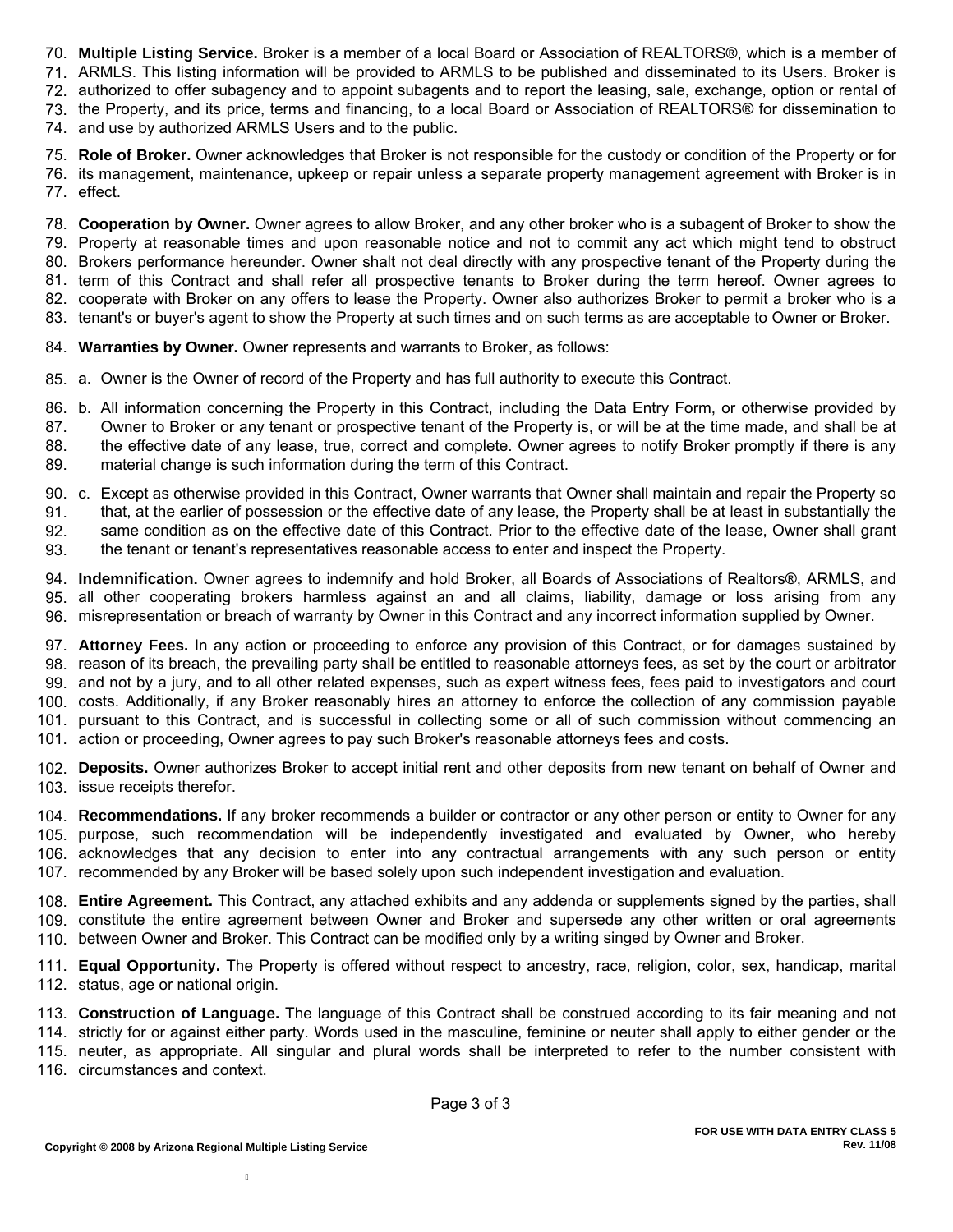**Multiple Listing Service.** Broker is a member of a local Board or Association of REALTORS®, which is a member of ARMLS. This listing information will be provided to ARMLS to be published and disseminated to its Users. Broker is authorized to offer subagency and to appoint subagents and to report the leasing, sale, exchange, option or rental of the Property, and its price, terms and financing, to a local Board or Association of REALTORS® for dissemination to and use by authorized ARMLS Users and to the public.

**Role of Broker.** Owner acknowledges that Broker is not responsible for the custody or condition of the Property or for its management, maintenance, upkeep or repair unless a separate property management agreement with Broker is in effect.

**Cooperation by Owner.** Owner agrees to allow Broker, and any other broker who is a subagent of Broker to show the Property at reasonable times and upon reasonable notice and not to commit any act which might tend to obstruct Brokers performance hereunder. Owner shalt not deal directly with any prospective tenant of the Property during the term of this Contract and shall refer all prospective tenants to Broker during the term hereof. Owner agrees to cooperate with Broker on any offers to lease the Property. Owner also authorizes Broker to permit a broker who is a tenant's or buyer's agent to show the Property at such times and on such terms as are acceptable to Owner or Broker.

**Warranties by Owner.** Owner represents and warrants to Broker, as follows:

a. Owner is the Owner of record of the Property and has full authority to execute this Contract.

b. All information concerning the Property in this Contract, including the Data Entry Form, or otherwise provided by Owner to Broker or any tenant or prospective tenant of the Property is, or will be at the time made, and shall be at the effective date of any lease, true, correct and complete. Owner agrees to notify Broker promptly if there is any material change is such information during the term of this Contract.

c. Except as otherwise provided in this Contract, Owner warrants that Owner shall maintain and repair the Property so that, at the earlier of possession or the effective date of any lease, the Property shall be at least in substantially the same condition as on the effective date of this Contract. Prior to the effective date of the lease, Owner shall grant the tenant or tenant's representatives reasonable access to enter and inspect the Property.

**Indemnification.** Owner agrees to indemnify and hold Broker, all Boards of Associations of Realtors®, ARMLS, and all other cooperating brokers harmless against an and all claims, liability, damage or loss arising from any misrepresentation or breach of warranty by Owner in this Contract and any incorrect information supplied by Owner.

**Attorney Fees.** In any action or proceeding to enforce any provision of this Contract, or for damages sustained by reason of its breach, the prevailing party shall be entitled to reasonable attorneys fees, as set by the court or arbitrator and not by a jury, and to all other related expenses, such as expert witness fees, fees paid to investigators and court costs. Additionally, if any Broker reasonably hires an attorney to enforce the collection of any commission payable pursuant to this Contract, and is successful in collecting some or all of such commission without commencing an action or proceeding, Owner agrees to pay such Broker's reasonable attorneys fees and costs.

**Deposits.** Owner authorizes Broker to accept initial rent and other deposits from new tenant on behalf of Owner and issue receipts therefor.

**Recommendations.** If any broker recommends a builder or contractor or any other person or entity to Owner for any purpose, such recommendation will be independently investigated and evaluated by Owner, who hereby acknowledges that any decision to enter into any contractual arrangements with any such person or entity recommended by any Broker will be based solely upon such independent investigation and evaluation.

**Entire Agreement.** This Contract, any attached exhibits and any addenda or supplements signed by the parties, shall constitute the entire agreement between Owner and Broker and supersede any other written or oral agreements between Owner and Broker. This Contract can be modified only by a writing singed by Owner and Broker.

**Equal Opportunity.** The Property is offered without respect to ancestry, race, religion, color, sex, handicap, marital status, age or national origin.

**Construction of Language.** The language of this Contract shall be construed according to its fair meaning and not strictly for or against either party. Words used in the masculine, feminine or neuter shall apply to either gender or the neuter, as appropriate. All singular and plural words shall be interpreted to refer to the number consistent with circumstances and context.

FOR USE WITH DATA ENTRY CLASS 5
Rev. 11/08

Copyright © 2008 by Arizona Regional Multiple Listing Service